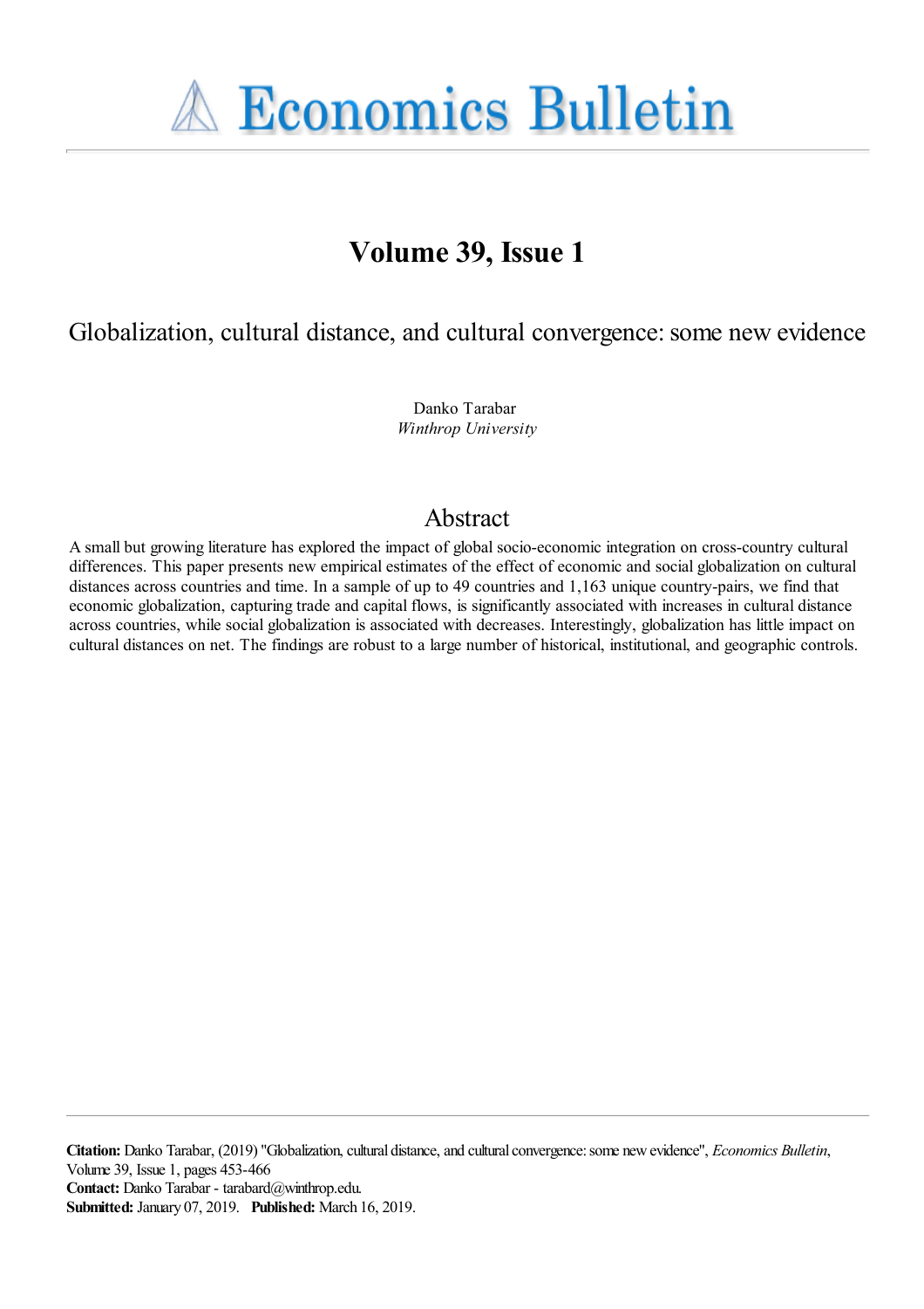# Economics Bulletin

## Volume 39, Issue 1

# Globalization, cultural distance, and cultural convergence: some new evidence

Danko Tarabar
*Winthrop University*

## Abstract

A small but growing literature has explored the impact of global socio-economic integration on cross-country cultural differences. This paper presents new empirical estimates of the effect of economic and social globalization on cultural distances across countries and time. In a sample of up to 49 countries and 1,163 unique country-pairs, we find that economic globalization, capturing trade and capital flows, is significantly associated with increases in cultural distance across countries, while social globalization is associated with decreases. Interestingly, globalization has little impact on cultural distances on net. The findings are robust to a large number of historical, institutional, and geographic controls.

**Citation:** Danko Tarabar, (2019) "Globalization, cultural distance, and cultural convergence: some new evidence", *Economics Bulletin*, Volume 39, Issue 1, pages 453-466
**Contact:** Danko Tarabar - tarabard@winthrop.edu.
**Submitted:** January 07, 2019. **Published:** March 16, 2019.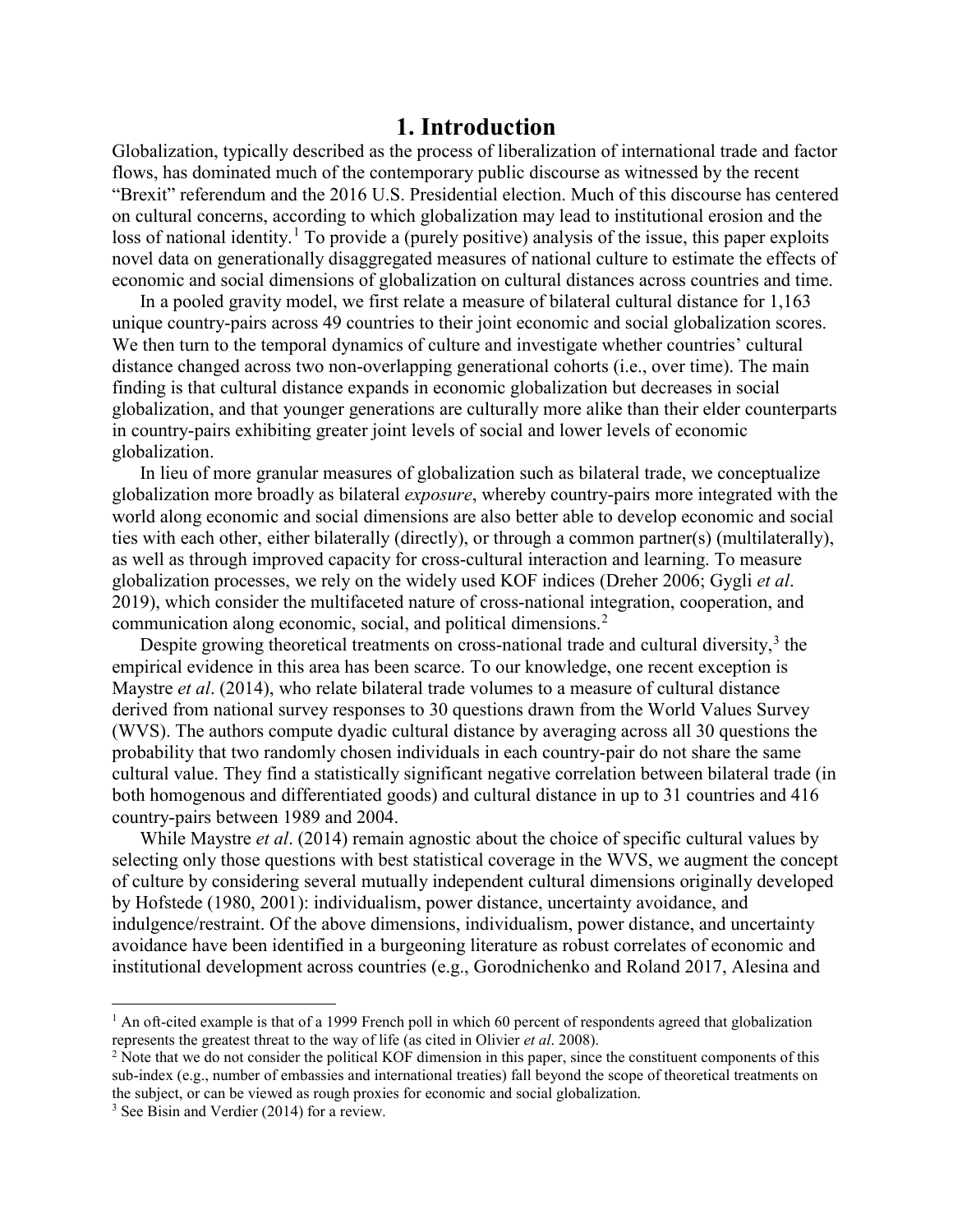# 1. Introduction

Globalization, typically described as the process of liberalization of international trade and factor flows, has dominated much of the contemporary public discourse as witnessed by the recent "Brexit" referendum and the 2016 U.S. Presidential election. Much of this discourse has centered on cultural concerns, according to which globalization may lead to institutional erosion and the loss of national identity.[1] To provide a (purely positive) analysis of the issue, this paper exploits novel data on generationally disaggregated measures of national culture to estimate the effects of economic and social dimensions of globalization on cultural distances across countries and time.

In a pooled gravity model, we first relate a measure of bilateral cultural distance for 1,163 unique country-pairs across 49 countries to their joint economic and social globalization scores. We then turn to the temporal dynamics of culture and investigate whether countries' cultural distance changed across two non-overlapping generational cohorts (i.e., over time). The main finding is that cultural distance expands in economic globalization but decreases in social globalization, and that younger generations are culturally more alike than their elder counterparts in country-pairs exhibiting greater joint levels of social and lower levels of economic globalization.

In lieu of more granular measures of globalization such as bilateral trade, we conceptualize globalization more broadly as bilateral *exposure*, whereby country-pairs more integrated with the world along economic and social dimensions are also better able to develop economic and social ties with each other, either bilaterally (directly), or through a common partner(s) (multilaterally), as well as through improved capacity for cross-cultural interaction and learning. To measure globalization processes, we rely on the widely used KOF indices (Dreher 2006; Gygli *et al*. 2019), which consider the multifaceted nature of cross-national integration, cooperation, and communication along economic, social, and political dimensions.[2]

Despite growing theoretical treatments on cross-national trade and cultural diversity,[3] the empirical evidence in this area has been scarce. To our knowledge, one recent exception is Maystre *et al*. (2014), who relate bilateral trade volumes to a measure of cultural distance derived from national survey responses to 30 questions drawn from the World Values Survey (WVS). The authors compute dyadic cultural distance by averaging across all 30 questions the probability that two randomly chosen individuals in each country-pair do not share the same cultural value. They find a statistically significant negative correlation between bilateral trade (in both homogenous and differentiated goods) and cultural distance in up to 31 countries and 416 country-pairs between 1989 and 2004.

While Maystre *et al*. (2014) remain agnostic about the choice of specific cultural values by selecting only those questions with best statistical coverage in the WVS, we augment the concept of culture by considering several mutually independent cultural dimensions originally developed by Hofstede (1980, 2001): individualism, power distance, uncertainty avoidance, and indulgence/restraint. Of the above dimensions, individualism, power distance, and uncertainty avoidance have been identified in a burgeoning literature as robust correlates of economic and institutional development across countries (e.g., Gorodnichenko and Roland 2017, Alesina and

---

[1] An oft-cited example is that of a 1999 French poll in which 60 percent of respondents agreed that globalization represents the greatest threat to the way of life (as cited in Olivier *et al*. 2008).

[2] Note that we do not consider the political KOF dimension in this paper, since the constituent components of this sub-index (e.g., number of embassies and international treaties) fall beyond the scope of theoretical treatments on the subject, or can be viewed as rough proxies for economic and social globalization.

[3] See Bisin and Verdier (2014) for a review.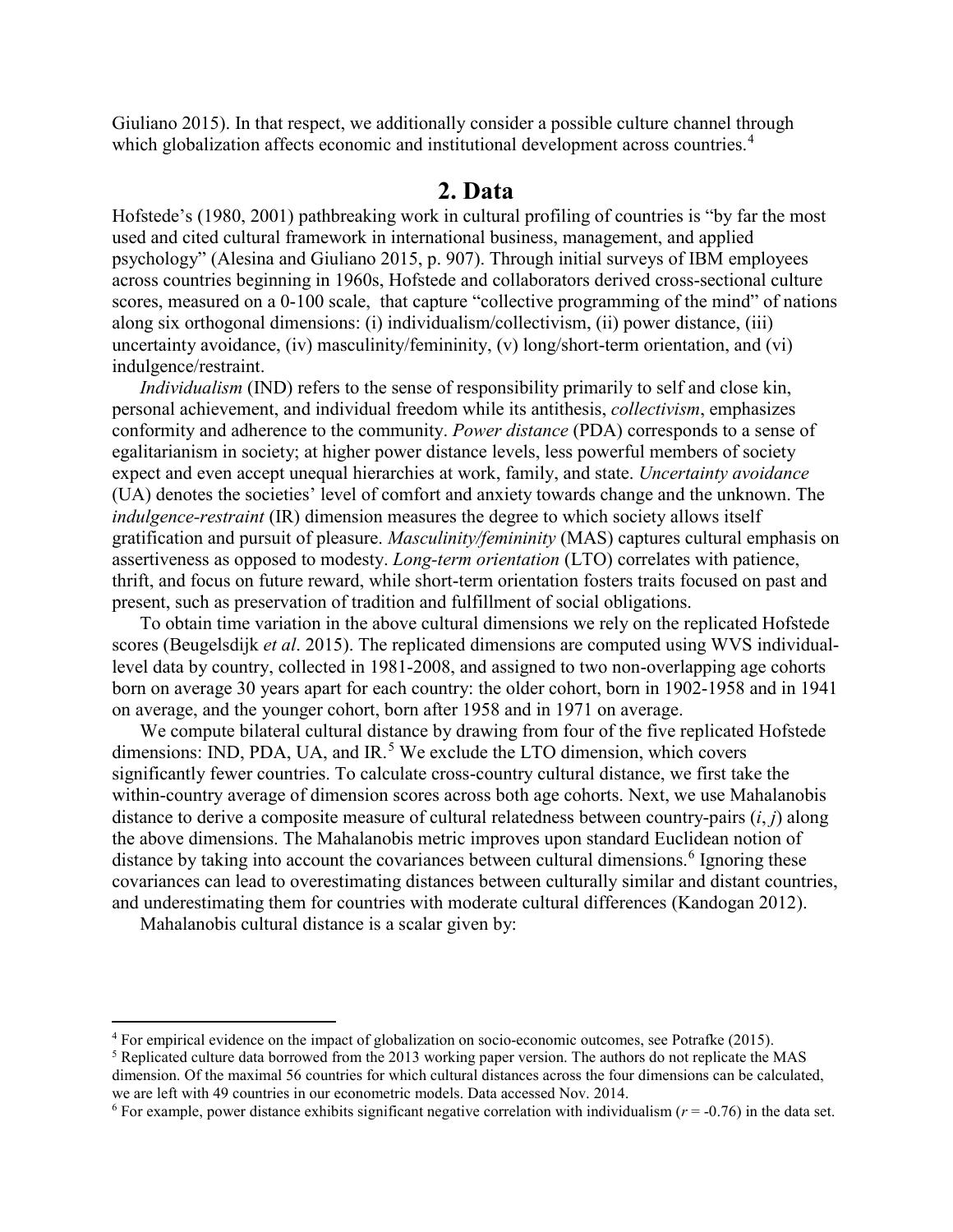Giuliano 2015). In that respect, we additionally consider a possible culture channel through which globalization affects economic and institutional development across countries.[4]

## 2. Data

Hofstede's (1980, 2001) pathbreaking work in cultural profiling of countries is "by far the most used and cited cultural framework in international business, management, and applied psychology" (Alesina and Giuliano 2015, p. 907). Through initial surveys of IBM employees across countries beginning in 1960s, Hofstede and collaborators derived cross-sectional culture scores, measured on a 0-100 scale, that capture "collective programming of the mind" of nations along six orthogonal dimensions: (i) individualism/collectivism, (ii) power distance, (iii) uncertainty avoidance, (iv) masculinity/femininity, (v) long/short-term orientation, and (vi) indulgence/restraint.

*Individualism* (IND) refers to the sense of responsibility primarily to self and close kin, personal achievement, and individual freedom while its antithesis, *collectivism*, emphasizes conformity and adherence to the community. *Power distance* (PDA) corresponds to a sense of egalitarianism in society; at higher power distance levels, less powerful members of society expect and even accept unequal hierarchies at work, family, and state. *Uncertainty avoidance* (UA) denotes the societies' level of comfort and anxiety towards change and the unknown. The *indulgence-restraint* (IR) dimension measures the degree to which society allows itself gratification and pursuit of pleasure. *Masculinity/femininity* (MAS) captures cultural emphasis on assertiveness as opposed to modesty. *Long-term orientation* (LTO) correlates with patience, thrift, and focus on future reward, while short-term orientation fosters traits focused on past and present, such as preservation of tradition and fulfillment of social obligations.

To obtain time variation in the above cultural dimensions we rely on the replicated Hofstede scores (Beugelsdijk *et al*. 2015). The replicated dimensions are computed using WVS individual-level data by country, collected in 1981-2008, and assigned to two non-overlapping age cohorts born on average 30 years apart for each country: the older cohort, born in 1902-1958 and in 1941 on average, and the younger cohort, born after 1958 and in 1971 on average.

We compute bilateral cultural distance by drawing from four of the five replicated Hofstede dimensions: IND, PDA, UA, and IR.[5] We exclude the LTO dimension, which covers significantly fewer countries. To calculate cross-country cultural distance, we first take the within-country average of dimension scores across both age cohorts. Next, we use Mahalanobis distance to derive a composite measure of cultural relatedness between country-pairs ($i$, $j$) along the above dimensions. The Mahalanobis metric improves upon standard Euclidean notion of distance by taking into account the covariances between cultural dimensions.[6] Ignoring these covariances can lead to overestimating distances between culturally similar and distant countries, and underestimating them for countries with moderate cultural differences (Kandogan 2012).

Mahalanobis cultural distance is a scalar given by:

---

[4] For empirical evidence on the impact of globalization on socio-economic outcomes, see Potrafke (2015).

[5] Replicated culture data borrowed from the 2013 working paper version. The authors do not replicate the MAS dimension. Of the maximal 56 countries for which cultural distances across the four dimensions can be calculated, we are left with 49 countries in our econometric models. Data accessed Nov. 2014.

[6] For example, power distance exhibits significant negative correlation with individualism ($r = -0.76$) in the data set.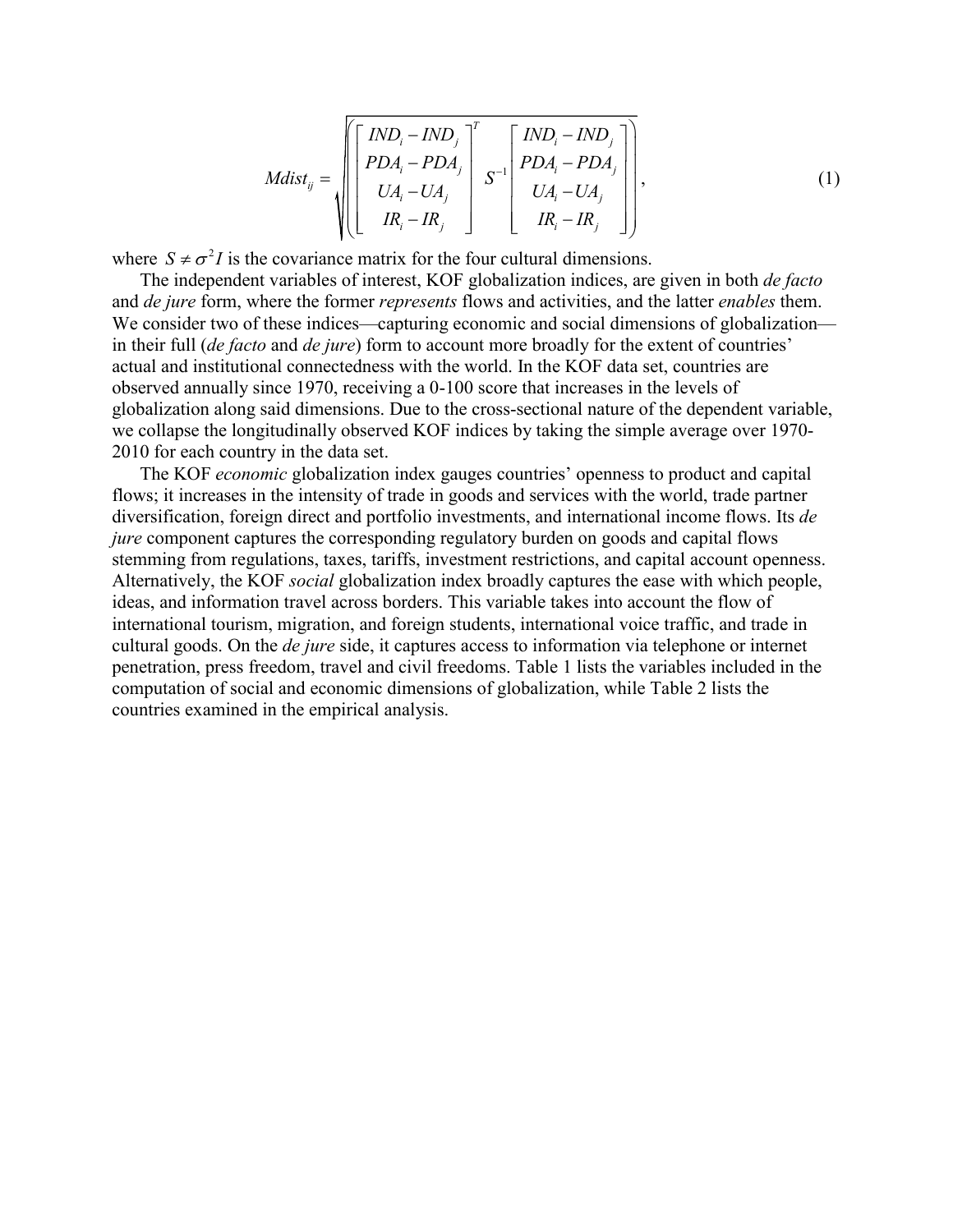$$Mdist_{ij} = \sqrt{\left( \begin{bmatrix} IND_i - IND_j \\ PDA_i - PDA_j \\ UA_i - UA_j \\ IR_i - IR_j \end{bmatrix}^T S^{-1} \begin{bmatrix} IND_i - IND_j \\ PDA_i - PDA_j \\ UA_i - UA_j \\ IR_i - IR_j \end{bmatrix} \right)}, \tag{1}$$

where $S \neq \sigma^2 I$ is the covariance matrix for the four cultural dimensions.

The independent variables of interest, KOF globalization indices, are given in both *de facto* and *de jure* form, where the former *represents* flows and activities, and the latter *enables* them. We consider two of these indices—capturing economic and social dimensions of globalization—in their full (*de facto* and *de jure*) form to account more broadly for the extent of countries' actual and institutional connectedness with the world. In the KOF data set, countries are observed annually since 1970, receiving a 0-100 score that increases in the levels of globalization along said dimensions. Due to the cross-sectional nature of the dependent variable, we collapse the longitudinally observed KOF indices by taking the simple average over 1970-2010 for each country in the data set.

The KOF *economic* globalization index gauges countries' openness to product and capital flows; it increases in the intensity of trade in goods and services with the world, trade partner diversification, foreign direct and portfolio investments, and international income flows. Its *de jure* component captures the corresponding regulatory burden on goods and capital flows stemming from regulations, taxes, tariffs, investment restrictions, and capital account openness. Alternatively, the KOF *social* globalization index broadly captures the ease with which people, ideas, and information travel across borders. This variable takes into account the flow of international tourism, migration, and foreign students, international voice traffic, and trade in cultural goods. On the *de jure* side, it captures access to information via telephone or internet penetration, press freedom, travel and civil freedoms. Table 1 lists the variables included in the computation of social and economic dimensions of globalization, while Table 2 lists the countries examined in the empirical analysis.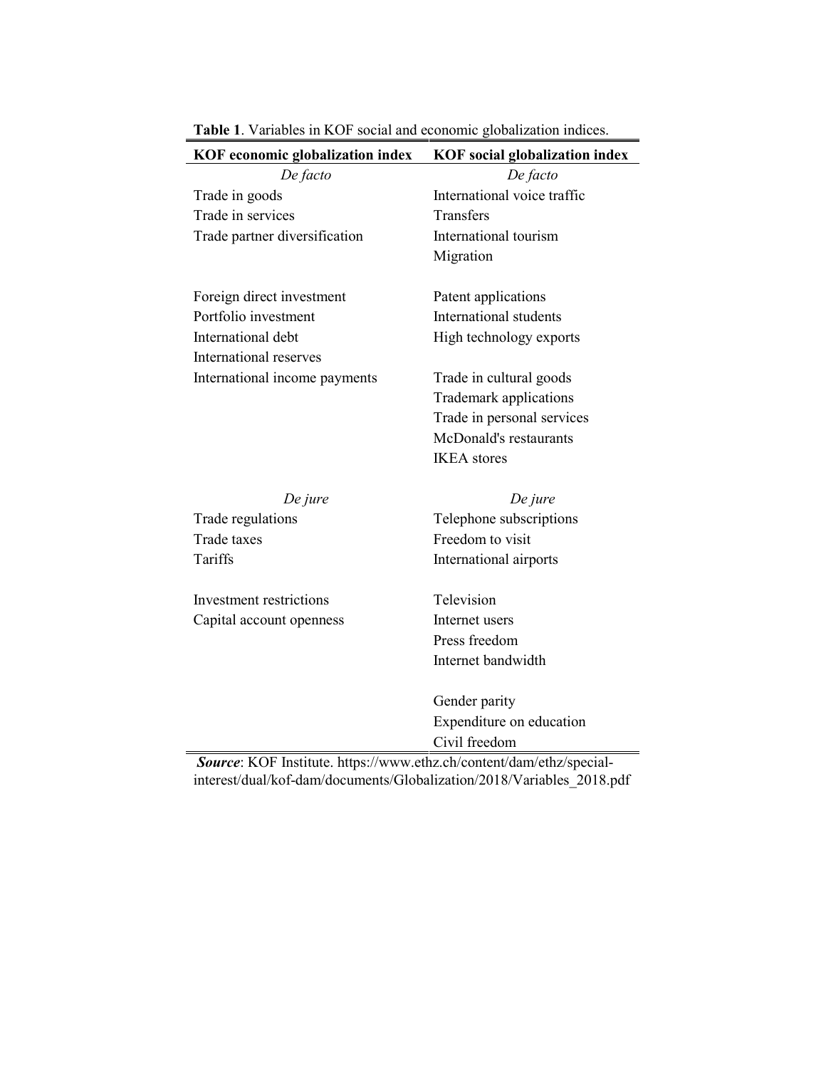**Table 1**. Variables in KOF social and economic globalization indices.

| KOF economic globalization index | KOF social globalization index |
|---|---|
| *De facto* | *De facto* |
| Trade in goods | International voice traffic |
| Trade in services | Transfers |
| Trade partner diversification | International tourism |
| | Migration |
| | |
| Foreign direct investment | Patent applications |
| Portfolio investment | International students |
| International debt | High technology exports |
| International reserves | |
| International income payments | Trade in cultural goods |
| | Trademark applications |
| | Trade in personal services |
| | McDonald's restaurants |
| | IKEA stores |
| | |
| *De jure* | *De jure* |
| Trade regulations | Telephone subscriptions |
| Trade taxes | Freedom to visit |
| Tariffs | International airports |
| | |
| Investment restrictions | Television |
| Capital account openness | Internet users |
| | Press freedom |
| | Internet bandwidth |
| | |
| | Gender parity |
| | Expenditure on education |
| | Civil freedom |

***Source***: KOF Institute. https://www.ethz.ch/content/dam/ethz/special-interest/dual/kof-dam/documents/Globalization/2018/Variables_2018.pdf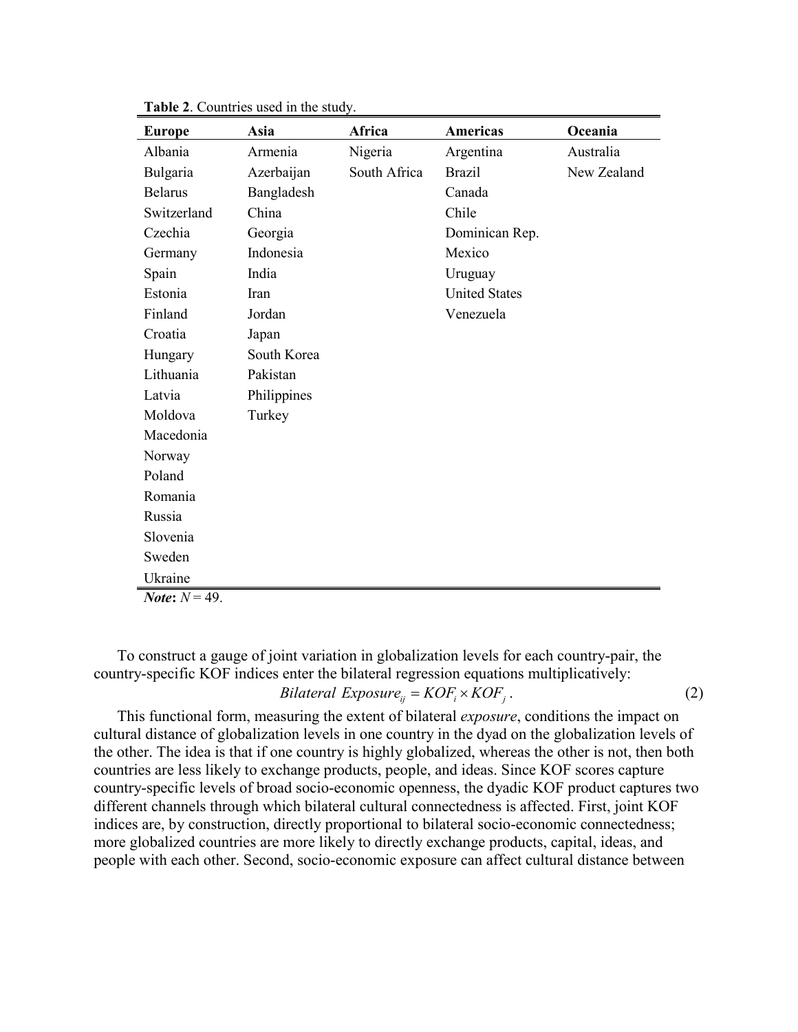**Table 2**. Countries used in the study.

| Europe | Asia | Africa | Americas | Oceania |
|---|---|---|---|---|
| Albania | Armenia | Nigeria | Argentina | Australia |
| Bulgaria | Azerbaijan | South Africa | Brazil | New Zealand |
| Belarus | Bangladesh | | Canada | |
| Switzerland | China | | Chile | |
| Czechia | Georgia | | Dominican Rep. | |
| Germany | Indonesia | | Mexico | |
| Spain | India | | Uruguay | |
| Estonia | Iran | | United States | |
| Finland | Jordan | | Venezuela | |
| Croatia | Japan | | | |
| Hungary | South Korea | | | |
| Lithuania | Pakistan | | | |
| Latvia | Philippines | | | |
| Moldova | Turkey | | | |
| Macedonia | | | | |
| Norway | | | | |
| Poland | | | | |
| Romania | | | | |
| Russia | | | | |
| Slovenia | | | | |
| Sweden | | | | |
| Ukraine | | | | |

***Note*:** $N = 49$.

To construct a gauge of joint variation in globalization levels for each country-pair, the country-specific KOF indices enter the bilateral regression equations multiplicatively:

$$Bilateral\ Exposure_{ij} = KOF_i \times KOF_j \,. \qquad (2)$$

This functional form, measuring the extent of bilateral *exposure*, conditions the impact on cultural distance of globalization levels in one country in the dyad on the globalization levels of the other. The idea is that if one country is highly globalized, whereas the other is not, then both countries are less likely to exchange products, people, and ideas. Since KOF scores capture country-specific levels of broad socio-economic openness, the dyadic KOF product captures two different channels through which bilateral cultural connectedness is affected. First, joint KOF indices are, by construction, directly proportional to bilateral socio-economic connectedness; more globalized countries are more likely to directly exchange products, capital, ideas, and people with each other. Second, socio-economic exposure can affect cultural distance between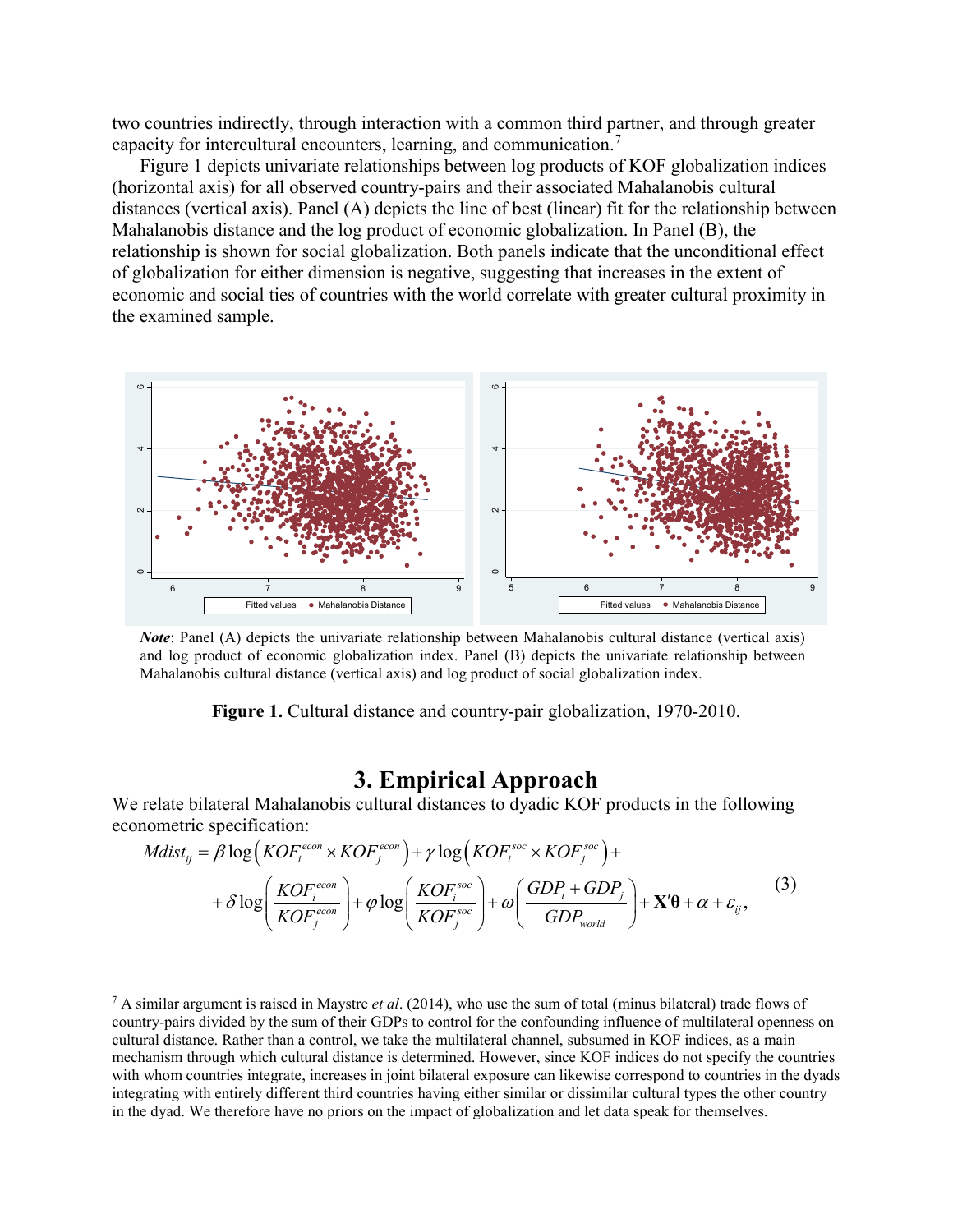two countries indirectly, through interaction with a common third partner, and through greater capacity for intercultural encounters, learning, and communication.[7]

Figure 1 depicts univariate relationships between log products of KOF globalization indices (horizontal axis) for all observed country-pairs and their associated Mahalanobis cultural distances (vertical axis). Panel (A) depicts the line of best (linear) fit for the relationship between Mahalanobis distance and the log product of economic globalization. In Panel (B), the relationship is shown for social globalization. Both panels indicate that the unconditional effect of globalization for either dimension is negative, suggesting that increases in the extent of economic and social ties of countries with the world correlate with greater cultural proximity in the examined sample.

*Note*: Panel (A) depicts the univariate relationship between Mahalanobis cultural distance (vertical axis) and log product of economic globalization index. Panel (B) depicts the univariate relationship between Mahalanobis cultural distance (vertical axis) and log product of social globalization index.

**Figure 1.** Cultural distance and country-pair globalization, 1970-2010.

# 3. Empirical Approach

We relate bilateral Mahalanobis cultural distances to dyadic KOF products in the following econometric specification:

$$Mdist_{ij} = \beta \log\left(KOF_i^{econ} \times KOF_j^{econ}\right) + \gamma \log\left(KOF_i^{soc} \times KOF_j^{soc}\right) + \\ + \delta \log\left(\frac{KOF_i^{econ}}{KOF_j^{econ}}\right) + \varphi \log\left(\frac{KOF_i^{soc}}{KOF_j^{soc}}\right) + \omega\left(\frac{GDP_i + GDP_j}{GDP_{world}}\right) + \mathbf{X}'\boldsymbol{\theta} + \alpha + \varepsilon_{ij}, \tag{3}$$

[7] A similar argument is raised in Maystre *et al*. (2014), who use the sum of total (minus bilateral) trade flows of country-pairs divided by the sum of their GDPs to control for the confounding influence of multilateral openness on cultural distance. Rather than a control, we take the multilateral channel, subsumed in KOF indices, as a main mechanism through which cultural distance is determined. However, since KOF indices do not specify the countries with whom countries integrate, increases in joint bilateral exposure can likewise correspond to countries in the dyads integrating with entirely different third countries having either similar or dissimilar cultural types the other country in the dyad. We therefore have no priors on the impact of globalization and let data speak for themselves.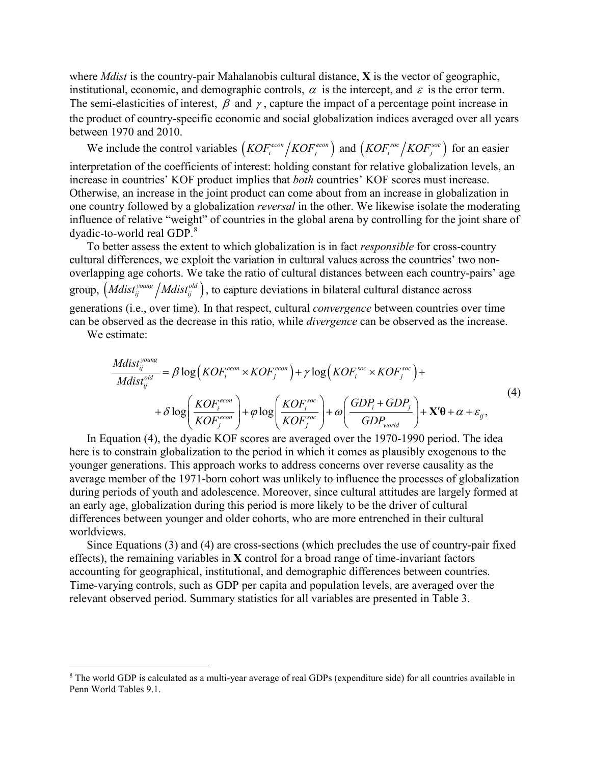where *Mdist* is the country-pair Mahalanobis cultural distance, $\mathbf{X}$ is the vector of geographic, institutional, economic, and demographic controls, $\alpha$ is the intercept, and $\varepsilon$ is the error term. The semi-elasticities of interest, $\beta$ and $\gamma$, capture the impact of a percentage point increase in the product of country-specific economic and social globalization indices averaged over all years between 1970 and 2010.

We include the control variables $\left(KOF_i^{econ}/KOF_j^{econ}\right)$ and $\left(KOF_i^{soc}/KOF_j^{soc}\right)$ for an easier interpretation of the coefficients of interest: holding constant for relative globalization levels, an increase in countries' KOF product implies that *both* countries' KOF scores must increase. Otherwise, an increase in the joint product can come about from an increase in globalization in one country followed by a globalization *reversal* in the other. We likewise isolate the moderating influence of relative "weight" of countries in the global arena by controlling for the joint share of dyadic-to-world real GDP.[8]

To better assess the extent to which globalization is in fact *responsible* for cross-country cultural differences, we exploit the variation in cultural values across the countries' two non-overlapping age cohorts. We take the ratio of cultural distances between each country-pairs' age group, $\left(Mdist_{ij}^{young}/Mdist_{ij}^{old}\right)$, to capture deviations in bilateral cultural distance across generations (i.e., over time). In that respect, cultural *convergence* between countries over time can be observed as the decrease in this ratio, while *divergence* can be observed as the increase.

We estimate:

$$\frac{Mdist_{ij}^{young}}{Mdist_{ij}^{old}} = \beta \log\left(KOF_i^{econ} \times KOF_j^{econ}\right) + \gamma \log\left(KOF_i^{soc} \times KOF_j^{soc}\right) + \\ + \delta \log\left(\frac{KOF_i^{econ}}{KOF_j^{econ}}\right) + \varphi \log\left(\frac{KOF_i^{soc}}{KOF_j^{soc}}\right) + \omega\left(\frac{GDP_i + GDP_j}{GDP_{world}}\right) + \mathbf{X}'\boldsymbol{\theta} + \alpha + \varepsilon_{ij}, \tag{4}$$

In Equation (4), the dyadic KOF scores are averaged over the 1970-1990 period. The idea here is to constrain globalization to the period in which it comes as plausibly exogenous to the younger generations. This approach works to address concerns over reverse causality as the average member of the 1971-born cohort was unlikely to influence the processes of globalization during periods of youth and adolescence. Moreover, since cultural attitudes are largely formed at an early age, globalization during this period is more likely to be the driver of cultural differences between younger and older cohorts, who are more entrenched in their cultural worldviews.

Since Equations (3) and (4) are cross-sections (which precludes the use of country-pair fixed effects), the remaining variables in $\mathbf{X}$ control for a broad range of time-invariant factors accounting for geographical, institutional, and demographic differences between countries. Time-varying controls, such as GDP per capita and population levels, are averaged over the relevant observed period. Summary statistics for all variables are presented in Table 3.

---

[8] The world GDP is calculated as a multi-year average of real GDPs (expenditure side) for all countries available in Penn World Tables 9.1.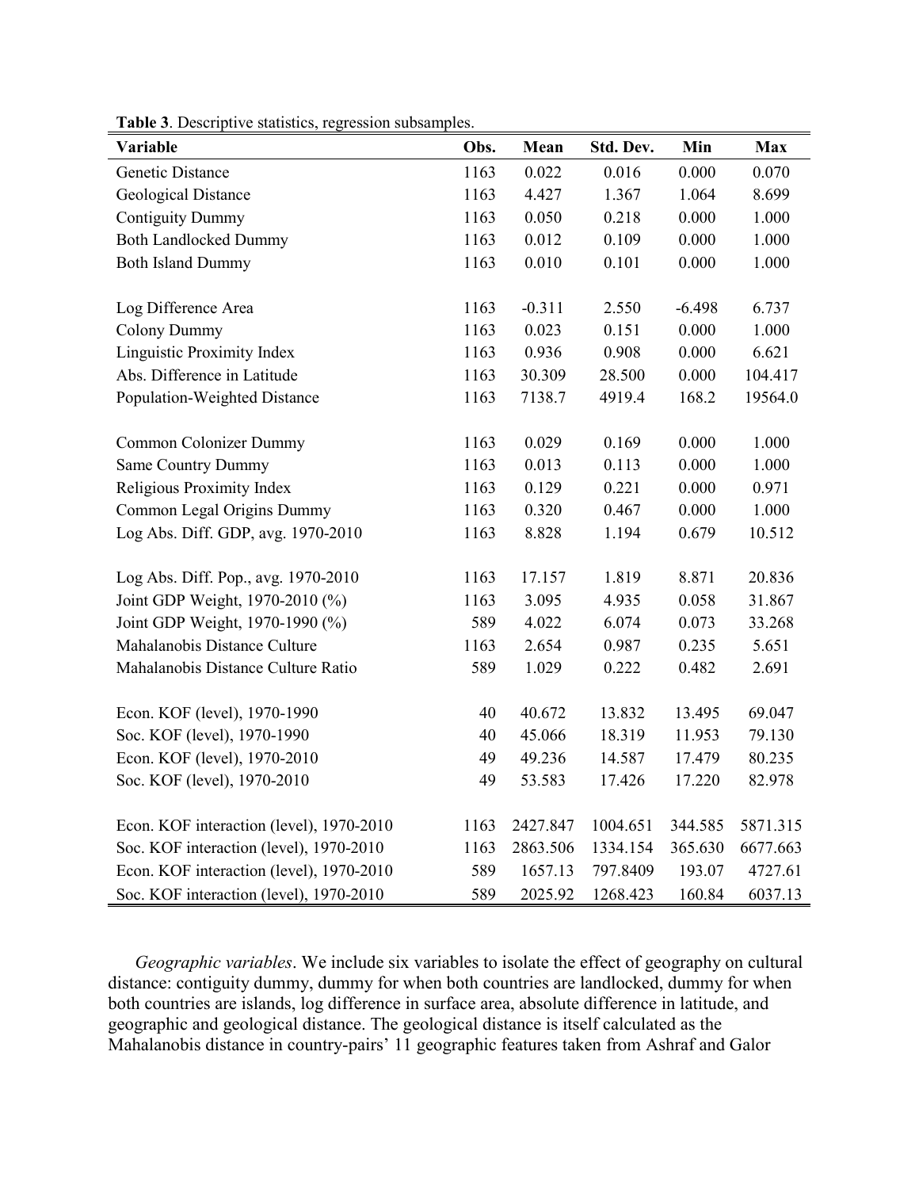**Table 3**. Descriptive statistics, regression subsamples.

| Variable | Obs. | Mean | Std. Dev. | Min | Max |
|---|---|---|---|---|---|
| Genetic Distance | 1163 | 0.022 | 0.016 | 0.000 | 0.070 |
| Geological Distance | 1163 | 4.427 | 1.367 | 1.064 | 8.699 |
| Contiguity Dummy | 1163 | 0.050 | 0.218 | 0.000 | 1.000 |
| Both Landlocked Dummy | 1163 | 0.012 | 0.109 | 0.000 | 1.000 |
| Both Island Dummy | 1163 | 0.010 | 0.101 | 0.000 | 1.000 |
| Log Difference Area | 1163 | -0.311 | 2.550 | -6.498 | 6.737 |
| Colony Dummy | 1163 | 0.023 | 0.151 | 0.000 | 1.000 |
| Linguistic Proximity Index | 1163 | 0.936 | 0.908 | 0.000 | 6.621 |
| Abs. Difference in Latitude | 1163 | 30.309 | 28.500 | 0.000 | 104.417 |
| Population-Weighted Distance | 1163 | 7138.7 | 4919.4 | 168.2 | 19564.0 |
| Common Colonizer Dummy | 1163 | 0.029 | 0.169 | 0.000 | 1.000 |
| Same Country Dummy | 1163 | 0.013 | 0.113 | 0.000 | 1.000 |
| Religious Proximity Index | 1163 | 0.129 | 0.221 | 0.000 | 0.971 |
| Common Legal Origins Dummy | 1163 | 0.320 | 0.467 | 0.000 | 1.000 |
| Log Abs. Diff. GDP, avg. 1970-2010 | 1163 | 8.828 | 1.194 | 0.679 | 10.512 |
| Log Abs. Diff. Pop., avg. 1970-2010 | 1163 | 17.157 | 1.819 | 8.871 | 20.836 |
| Joint GDP Weight, 1970-2010 (%) | 1163 | 3.095 | 4.935 | 0.058 | 31.867 |
| Joint GDP Weight, 1970-1990 (%) | 589 | 4.022 | 6.074 | 0.073 | 33.268 |
| Mahalanobis Distance Culture | 1163 | 2.654 | 0.987 | 0.235 | 5.651 |
| Mahalanobis Distance Culture Ratio | 589 | 1.029 | 0.222 | 0.482 | 2.691 |
| Econ. KOF (level), 1970-1990 | 40 | 40.672 | 13.832 | 13.495 | 69.047 |
| Soc. KOF (level), 1970-1990 | 40 | 45.066 | 18.319 | 11.953 | 79.130 |
| Econ. KOF (level), 1970-2010 | 49 | 49.236 | 14.587 | 17.479 | 80.235 |
| Soc. KOF (level), 1970-2010 | 49 | 53.583 | 17.426 | 17.220 | 82.978 |
| Econ. KOF interaction (level), 1970-2010 | 1163 | 2427.847 | 1004.651 | 344.585 | 5871.315 |
| Soc. KOF interaction (level), 1970-2010 | 1163 | 2863.506 | 1334.154 | 365.630 | 6677.663 |
| Econ. KOF interaction (level), 1970-2010 | 589 | 1657.13 | 797.8409 | 193.07 | 4727.61 |
| Soc. KOF interaction (level), 1970-2010 | 589 | 2025.92 | 1268.423 | 160.84 | 6037.13 |

*Geographic variables*. We include six variables to isolate the effect of geography on cultural distance: contiguity dummy, dummy for when both countries are landlocked, dummy for when both countries are islands, log difference in surface area, absolute difference in latitude, and geographic and geological distance. The geological distance is itself calculated as the Mahalanobis distance in country-pairs' 11 geographic features taken from Ashraf and Galor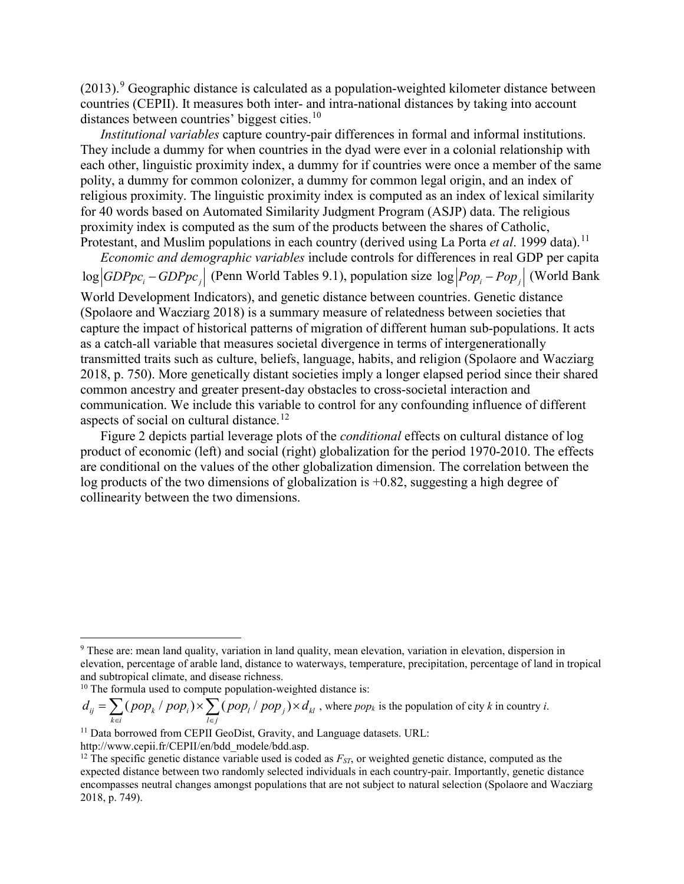(2013).[9] Geographic distance is calculated as a population-weighted kilometer distance between countries (CEPII). It measures both inter- and intra-national distances by taking into account distances between countries' biggest cities.[10]

*Institutional variables* capture country-pair differences in formal and informal institutions. They include a dummy for when countries in the dyad were ever in a colonial relationship with each other, linguistic proximity index, a dummy for if countries were once a member of the same polity, a dummy for common colonizer, a dummy for common legal origin, and an index of religious proximity. The linguistic proximity index is computed as an index of lexical similarity for 40 words based on Automated Similarity Judgment Program (ASJP) data. The religious proximity index is computed as the sum of the products between the shares of Catholic, Protestant, and Muslim populations in each country (derived using La Porta *et al*. 1999 data).[11]

*Economic and demographic variables* include controls for differences in real GDP per capita $\log\left|GDPpc_i - GDPpc_j\right|$ (Penn World Tables 9.1), population size $\log\left|Pop_i - Pop_j\right|$ (World Bank World Development Indicators), and genetic distance between countries. Genetic distance (Spolaore and Wacziarg 2018) is a summary measure of relatedness between societies that capture the impact of historical patterns of migration of different human sub-populations. It acts as a catch-all variable that measures societal divergence in terms of intergenerationally transmitted traits such as culture, beliefs, language, habits, and religion (Spolaore and Wacziarg 2018, p. 750). More genetically distant societies imply a longer elapsed period since their shared common ancestry and greater present-day obstacles to cross-societal interaction and communication. We include this variable to control for any confounding influence of different aspects of social on cultural distance.[12]

Figure 2 depicts partial leverage plots of the *conditional* effects on cultural distance of log product of economic (left) and social (right) globalization for the period 1970-2010. The effects are conditional on the values of the other globalization dimension. The correlation between the log products of the two dimensions of globalization is +0.82, suggesting a high degree of collinearity between the two dimensions.

---

[9] These are: mean land quality, variation in land quality, mean elevation, variation in elevation, dispersion in elevation, percentage of arable land, distance to waterways, temperature, precipitation, percentage of land in tropical and subtropical climate, and disease richness.

[10] The formula used to compute population-weighted distance is:

$d_{ij} = \sum_{k \in i} (pop_k / pop_i) \times \sum_{l \in j} (pop_l / pop_j) \times d_{kl}$, where $pop_k$ is the population of city $k$ in country $i$.

[11] Data borrowed from CEPII GeoDist, Gravity, and Language datasets. URL: http://www.cepii.fr/CEPII/en/bdd_modele/bdd.asp.

[12] The specific genetic distance variable used is coded as $F_{ST}$, or weighted genetic distance, computed as the expected distance between two randomly selected individuals in each country-pair. Importantly, genetic distance encompasses neutral changes amongst populations that are not subject to natural selection (Spolaore and Wacziarg 2018, p. 749).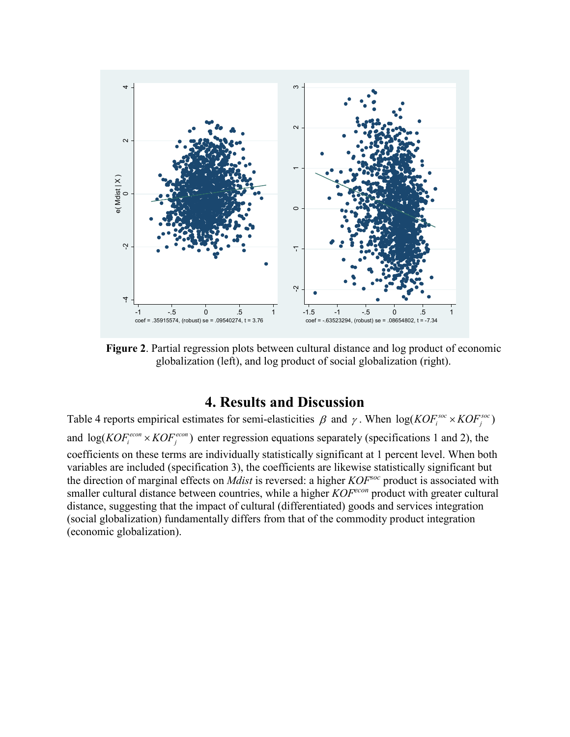**Figure 2**. Partial regression plots between cultural distance and log product of economic globalization (left), and log product of social globalization (right).

# 4. Results and Discussion

Table 4 reports empirical estimates for semi-elasticities $\beta$ and $\gamma$. When $\log(KOF_i^{soc} \times KOF_j^{soc})$ and $\log(KOF_i^{econ} \times KOF_j^{econ})$ enter regression equations separately (specifications 1 and 2), the coefficients on these terms are individually statistically significant at 1 percent level. When both variables are included (specification 3), the coefficients are likewise statistically significant but the direction of marginal effects on *Mdist* is reversed: a higher $KOF^{soc}$ product is associated with smaller cultural distance between countries, while a higher $KOF^{econ}$ product with greater cultural distance, suggesting that the impact of cultural (differentiated) goods and services integration (social globalization) fundamentally differs from that of the commodity product integration (economic globalization).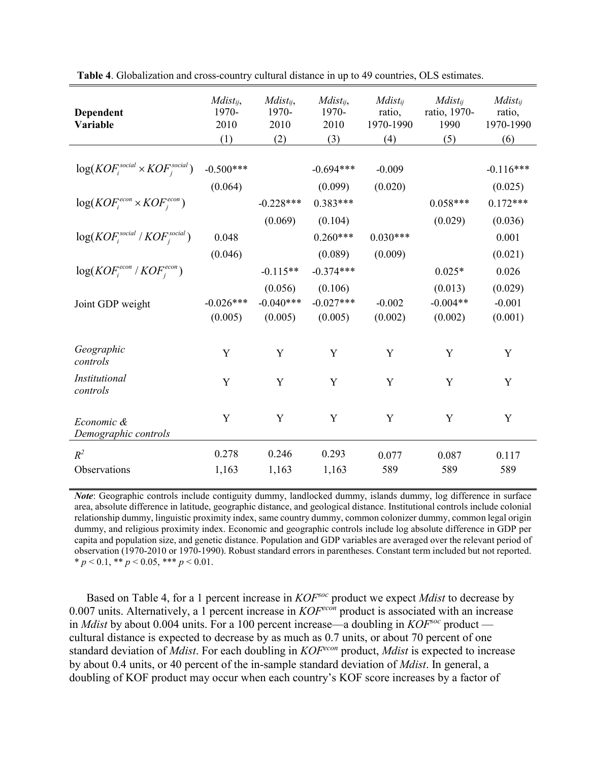**Table 4**. Globalization and cross-country cultural distance in up to 49 countries, OLS estimates.

| Dependent Variable | $Mdist_{ij}$, 1970-2010 | $Mdist_{ij}$, 1970-2010 | $Mdist_{ij}$, 1970-2010 | $Mdist_{ij}$ ratio, 1970-1990 | $Mdist_{ij}$ ratio, 1970-1990 | $Mdist_{ij}$ ratio, 1970-1990 |
|---|---|---|---|---|---|---|
| | (1) | (2) | (3) | (4) | (5) | (6) |
| $\log(KOF_i^{social} \times KOF_j^{social})$ | -0.500*** | | -0.694*** | -0.009 | | -0.116*** |
| | (0.064) | | (0.099) | (0.020) | | (0.025) |
| $\log(KOF_i^{econ} \times KOF_j^{econ})$ | | -0.228*** | 0.383*** | | 0.058*** | 0.172*** |
| | | (0.069) | (0.104) | | (0.029) | (0.036) |
| $\log(KOF_i^{social} / KOF_j^{social})$ | 0.048 | | 0.260*** | 0.030*** | | 0.001 |
| | (0.046) | | (0.089) | (0.009) | | (0.021) |
| $\log(KOF_i^{econ} / KOF_j^{econ})$ | | -0.115** | -0.374*** | | 0.025* | 0.026 |
| | | (0.056) | (0.106) | | (0.013) | (0.029) |
| Joint GDP weight | -0.026*** | -0.040*** | -0.027*** | -0.002 | -0.004** | -0.001 |
| | (0.005) | (0.005) | (0.005) | (0.002) | (0.002) | (0.001) |
| *Geographic controls* | Y | Y | Y | Y | Y | Y |
| *Institutional controls* | Y | Y | Y | Y | Y | Y |
| *Economic & Demographic controls* | Y | Y | Y | Y | Y | Y |
| $R^2$ | 0.278 | 0.246 | 0.293 | 0.077 | 0.087 | 0.117 |
| Observations | 1,163 | 1,163 | 1,163 | 589 | 589 | 589 |

***Note***: Geographic controls include contiguity dummy, landlocked dummy, islands dummy, log difference in surface area, absolute difference in latitude, geographic distance, and geological distance. Institutional controls include colonial relationship dummy, linguistic proximity index, same country dummy, common colonizer dummy, common legal origin dummy, and religious proximity index. Economic and geographic controls include log absolute difference in GDP per capita and population size, and genetic distance. Population and GDP variables are averaged over the relevant period of observation (1970-2010 or 1970-1990). Robust standard errors in parentheses. Constant term included but not reported. * $p < 0.1$, ** $p < 0.05$, *** $p < 0.01$.

Based on Table 4, for a 1 percent increase in $KOF^{soc}$ product we expect *Mdist* to decrease by 0.007 units. Alternatively, a 1 percent increase in $KOF^{econ}$ product is associated with an increase in *Mdist* by about 0.004 units. For a 100 percent increase—a doubling in $KOF^{soc}$ product — cultural distance is expected to decrease by as much as 0.7 units, or about 70 percent of one standard deviation of *Mdist*. For each doubling in $KOF^{econ}$ product, *Mdist* is expected to increase by about 0.4 units, or 40 percent of the in-sample standard deviation of *Mdist*. In general, a doubling of KOF product may occur when each country's KOF score increases by a factor of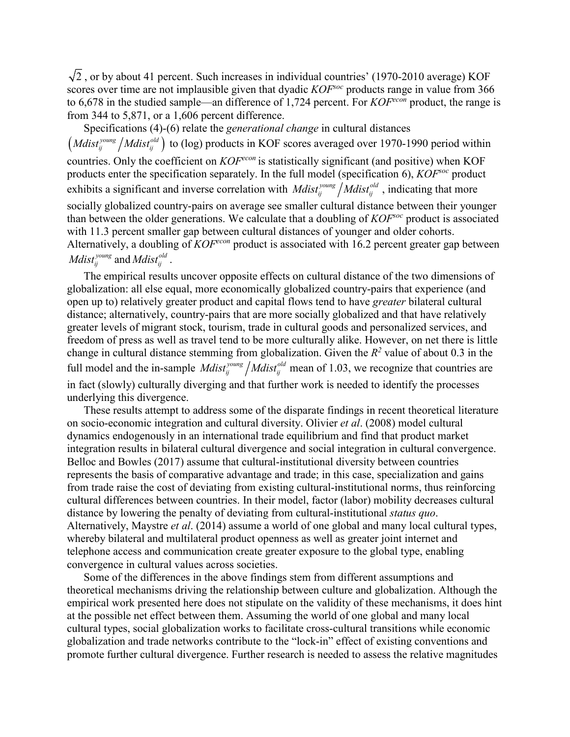$\sqrt{2}$, or by about 41 percent. Such increases in individual countries' (1970-2010 average) KOF scores over time are not implausible given that dyadic $KOF^{soc}$ products range in value from 366 to 6,678 in the studied sample—an difference of 1,724 percent. For $KOF^{econ}$ product, the range is from 344 to 5,871, or a 1,606 percent difference.

Specifications (4)-(6) relate the *generational change* in cultural distances $\left(Mdist_{ij}^{young} / Mdist_{ij}^{old}\right)$ to (log) products in KOF scores averaged over 1970-1990 period within countries. Only the coefficient on $KOF^{econ}$ is statistically significant (and positive) when KOF products enter the specification separately. In the full model (specification 6), $KOF^{soc}$ product exhibits a significant and inverse correlation with $Mdist_{ij}^{young} / Mdist_{ij}^{old}$, indicating that more socially globalized country-pairs on average see smaller cultural distance between their younger than between the older generations. We calculate that a doubling of $KOF^{soc}$ product is associated with 11.3 percent smaller gap between cultural distances of younger and older cohorts. Alternatively, a doubling of $KOF^{econ}$ product is associated with 16.2 percent greater gap between $Mdist_{ij}^{young}$ and $Mdist_{ij}^{old}$.

The empirical results uncover opposite effects on cultural distance of the two dimensions of globalization: all else equal, more economically globalized country-pairs that experience (and open up to) relatively greater product and capital flows tend to have *greater* bilateral cultural distance; alternatively, country-pairs that are more socially globalized and that have relatively greater levels of migrant stock, tourism, trade in cultural goods and personalized services, and freedom of press as well as travel tend to be more culturally alike. However, on net there is little change in cultural distance stemming from globalization. Given the $R^2$ value of about 0.3 in the full model and the in-sample $Mdist_{ij}^{young} / Mdist_{ij}^{old}$ mean of 1.03, we recognize that countries are in fact (slowly) culturally diverging and that further work is needed to identify the processes underlying this divergence.

These results attempt to address some of the disparate findings in recent theoretical literature on socio-economic integration and cultural diversity. Olivier *et al*. (2008) model cultural dynamics endogenously in an international trade equilibrium and find that product market integration results in bilateral cultural divergence and social integration in cultural convergence. Belloc and Bowles (2017) assume that cultural-institutional diversity between countries represents the basis of comparative advantage and trade; in this case, specialization and gains from trade raise the cost of deviating from existing cultural-institutional norms, thus reinforcing cultural differences between countries. In their model, factor (labor) mobility decreases cultural distance by lowering the penalty of deviating from cultural-institutional *status quo*. Alternatively, Maystre *et al*. (2014) assume a world of one global and many local cultural types, whereby bilateral and multilateral product openness as well as greater joint internet and telephone access and communication create greater exposure to the global type, enabling convergence in cultural values across societies.

Some of the differences in the above findings stem from different assumptions and theoretical mechanisms driving the relationship between culture and globalization. Although the empirical work presented here does not stipulate on the validity of these mechanisms, it does hint at the possible net effect between them. Assuming the world of one global and many local cultural types, social globalization works to facilitate cross-cultural transitions while economic globalization and trade networks contribute to the "lock-in" effect of existing conventions and promote further cultural divergence. Further research is needed to assess the relative magnitudes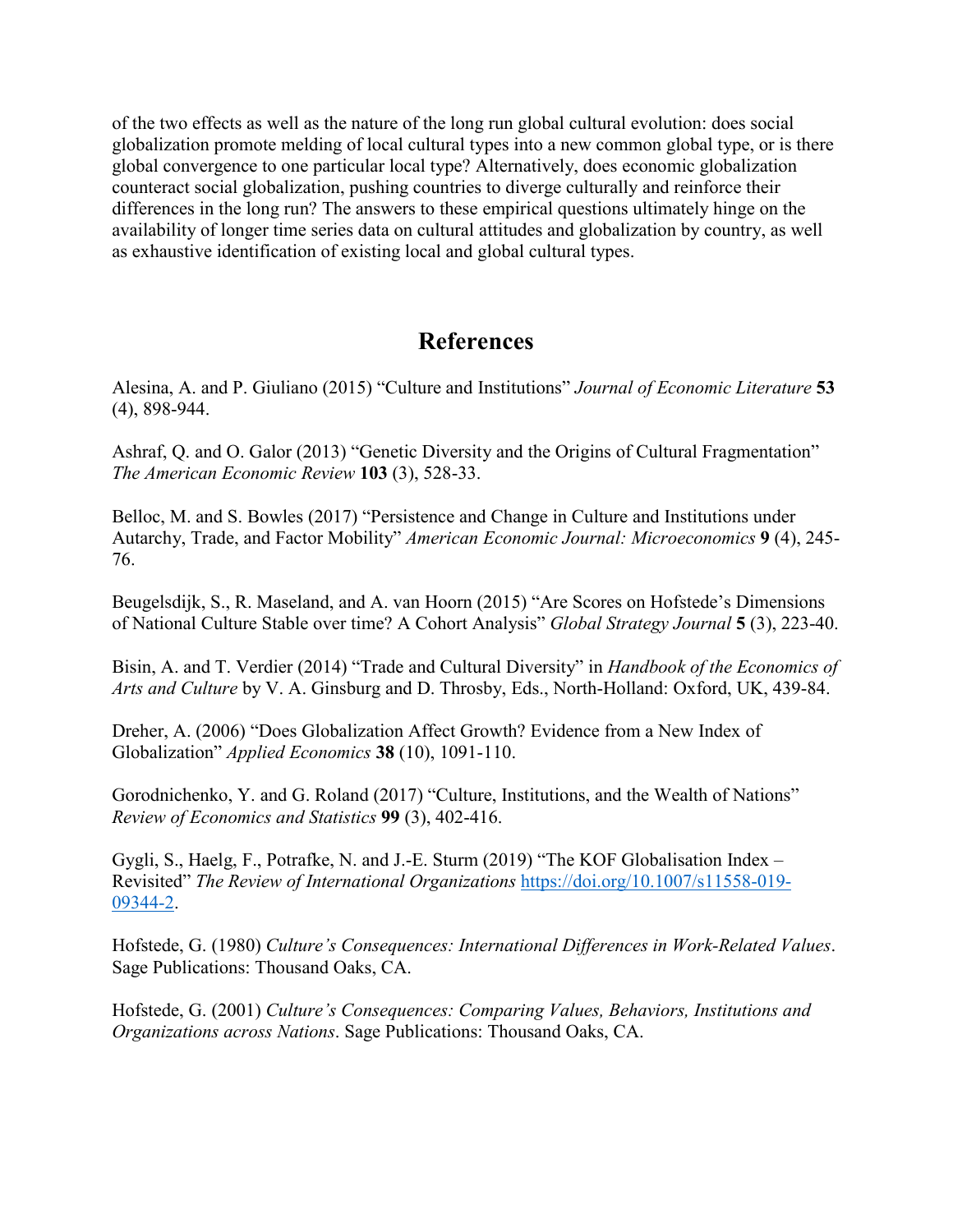of the two effects as well as the nature of the long run global cultural evolution: does social globalization promote melding of local cultural types into a new common global type, or is there global convergence to one particular local type? Alternatively, does economic globalization counteract social globalization, pushing countries to diverge culturally and reinforce their differences in the long run? The answers to these empirical questions ultimately hinge on the availability of longer time series data on cultural attitudes and globalization by country, as well as exhaustive identification of existing local and global cultural types.

## References

Alesina, A. and P. Giuliano (2015) "Culture and Institutions" *Journal of Economic Literature* **53** (4), 898-944.

Ashraf, Q. and O. Galor (2013) "Genetic Diversity and the Origins of Cultural Fragmentation" *The American Economic Review* **103** (3), 528-33.

Belloc, M. and S. Bowles (2017) "Persistence and Change in Culture and Institutions under Autarchy, Trade, and Factor Mobility" *American Economic Journal: Microeconomics* **9** (4), 245-76.

Beugelsdijk, S., R. Maseland, and A. van Hoorn (2015) "Are Scores on Hofstede's Dimensions of National Culture Stable over time? A Cohort Analysis" *Global Strategy Journal* **5** (3), 223-40.

Bisin, A. and T. Verdier (2014) "Trade and Cultural Diversity" in *Handbook of the Economics of Arts and Culture* by V. A. Ginsburg and D. Throsby, Eds., North-Holland: Oxford, UK, 439-84.

Dreher, A. (2006) "Does Globalization Affect Growth? Evidence from a New Index of Globalization" *Applied Economics* **38** (10), 1091-110.

Gorodnichenko, Y. and G. Roland (2017) "Culture, Institutions, and the Wealth of Nations" *Review of Economics and Statistics* **99** (3), 402-416.

Gygli, S., Haelg, F., Potrafke, N. and J.-E. Sturm (2019) "The KOF Globalisation Index – Revisited" *The Review of International Organizations* https://doi.org/10.1007/s11558-019-09344-2.

Hofstede, G. (1980) *Culture's Consequences: International Differences in Work-Related Values*. Sage Publications: Thousand Oaks, CA.

Hofstede, G. (2001) *Culture's Consequences: Comparing Values, Behaviors, Institutions and Organizations across Nations*. Sage Publications: Thousand Oaks, CA.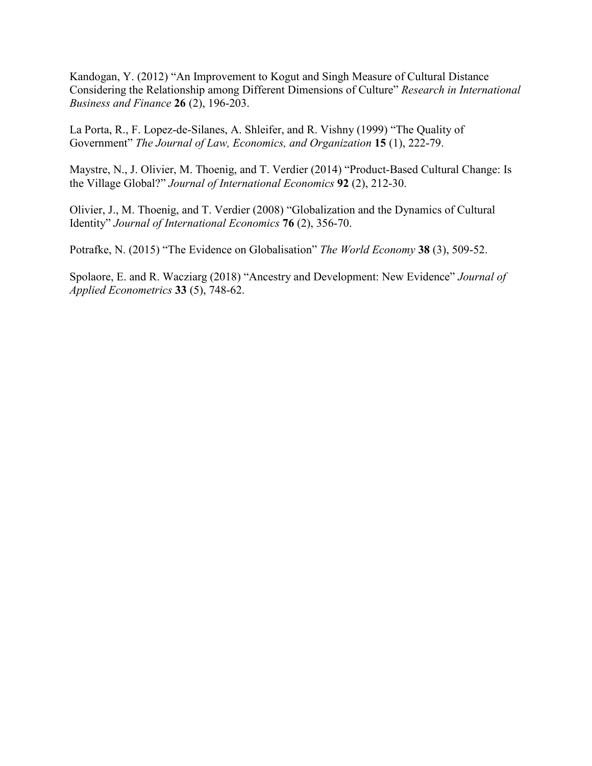Kandogan, Y. (2012) “An Improvement to Kogut and Singh Measure of Cultural Distance Considering the Relationship among Different Dimensions of Culture” *Research in International Business and Finance* **26** (2), 196-203.

La Porta, R., F. Lopez-de-Silanes, A. Shleifer, and R. Vishny (1999) “The Quality of Government” *The Journal of Law, Economics, and Organization* **15** (1), 222-79.

Maystre, N., J. Olivier, M. Thoenig, and T. Verdier (2014) “Product-Based Cultural Change: Is the Village Global?” *Journal of International Economics* **92** (2), 212-30.

Olivier, J., M. Thoenig, and T. Verdier (2008) “Globalization and the Dynamics of Cultural Identity” *Journal of International Economics* **76** (2), 356-70.

Potrafke, N. (2015) “The Evidence on Globalisation” *The World Economy* **38** (3), 509-52.

Spolaore, E. and R. Wacziarg (2018) “Ancestry and Development: New Evidence” *Journal of Applied Econometrics* **33** (5), 748-62.